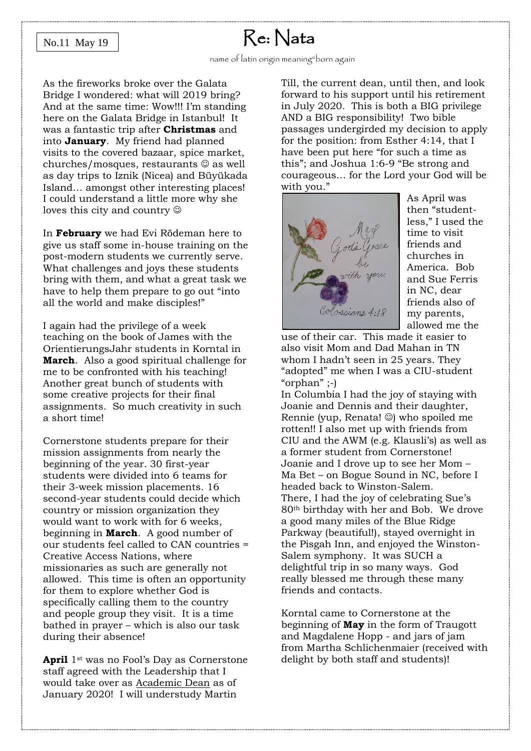No.11 May 19

# Re: Nata

name of latin origin meaning"born again

As the fireworks broke over the Galata Bridge I wondered: what will 2019 bring? And at the same time: Wow!!! I'm standing here on the Galata Bridge in Istanbul! It was a fantastic trip after **Christmas** and into **January**. My friend had planned visits to the covered bazaar, spice market, churches/mosques, restaurants ☺ as well as day trips to Iznik (Nicea) and Büyükada Island… amongst other interesting places! I could understand a little more why she loves this city and country ☺

In **February** we had Evi Rödeman here to give us staff some in-house training on the post-modern students we currently serve. What challenges and joys these students bring with them, and what a great task we have to help them prepare to go out "into all the world and make disciples!"

I again had the privilege of a week teaching on the book of James with the OrientierungsJahr students in Korntal in **March**. Also a good spiritual challenge for me to be confronted with his teaching! Another great bunch of students with some creative projects for their final assignments. So much creativity in such a short time!

Cornerstone students prepare for their mission assignments from nearly the beginning of the year. 30 first-year students were divided into 6 teams for their 3-week mission placements. 16 second-year students could decide which country or mission organization they would want to work with for 6 weeks, beginning in **March**. A good number of our students feel called to CAN countries = Creative Access Nations, where missionaries as such are generally not allowed. This time is often an opportunity for them to explore whether God is specifically calling them to the country and people group they visit. It is a time bathed in prayer – which is also our task during their absence!

**April** 1st was no Fool's Day as Cornerstone staff agreed with the Leadership that I would take over as Academic Dean as of January 2020! I will understudy Martin Till, the current dean, until then, and look forward to his support until his retirement in July 2020. This is both a BIG privilege AND a BIG responsibility! Two bible passages undergirded my decision to apply for the position: from Esther 4:14, that I have been put here "for such a time as this"; and Joshua 1:6-9 "Be strong and courageous… for the Lord your God will be with you."

May God's Grace be with you. Colossians 4:18

As April was then "student-less," I used the time to visit friends and churches in America. Bob and Sue Ferris in NC, dear friends also of my parents, allowed me the use of their car. This made it easier to also visit Mom and Dad Mahan in TN whom I hadn't seen in 25 years. They "adopted" me when I was a CIU-student "orphan" ;-)

In Columbia I had the joy of staying with Joanie and Dennis and their daughter, Rennie (yup, Renata! ☺) who spoiled me rotten!! I also met up with friends from CIU and the AWM (e.g. Klausli's) as well as a former student from Cornerstone! Joanie and I drove up to see her Mom – Ma Bet – on Bogue Sound in NC, before I headed back to Winston-Salem.
There, I had the joy of celebrating Sue's 80th birthday with her and Bob. We drove a good many miles of the Blue Ridge Parkway (beautiful!), stayed overnight in the Pisgah Inn, and enjoyed the Winston-Salem symphony. It was SUCH a delightful trip in so many ways. God really blessed me through these many friends and contacts.

Korntal came to Cornerstone at the beginning of **May** in the form of Traugott and Magdalene Hopp - and jars of jam from Martha Schlichenmaier (received with delight by both staff and students)!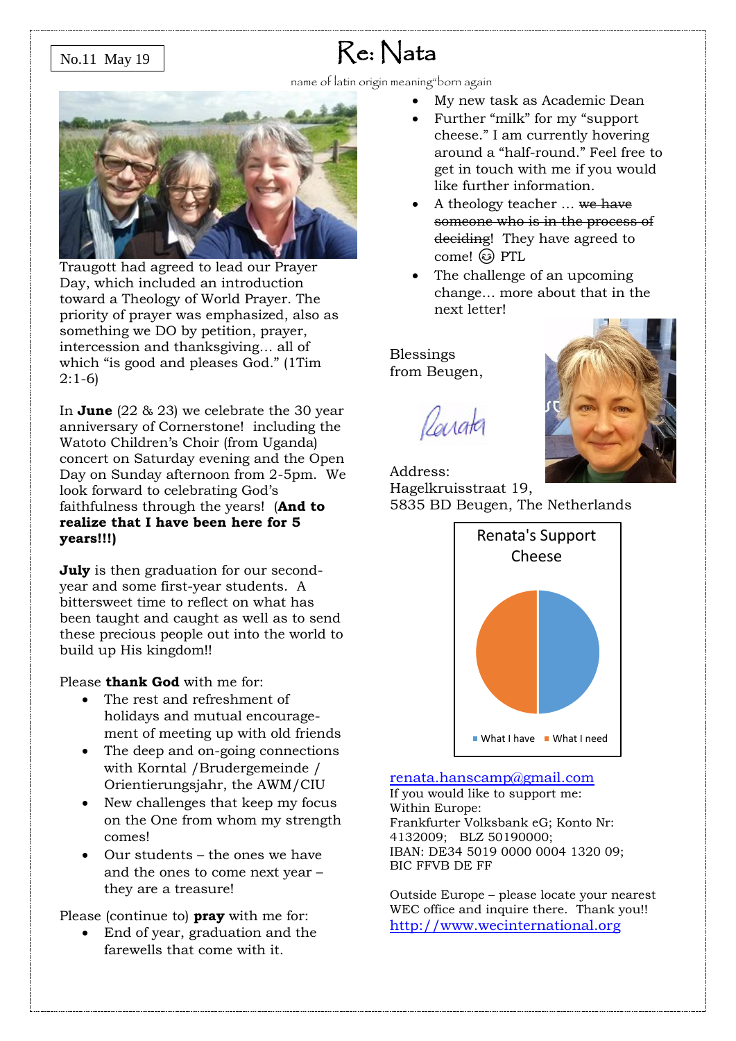No.11 May 19

# Re: Nata

name of latin origin meaning"born again

Traugott had agreed to lead our Prayer Day, which included an introduction toward a Theology of World Prayer. The priority of prayer was emphasized, also as something we DO by petition, prayer, intercession and thanksgiving… all of which "is good and pleases God." (1Tim 2:1-6)

In **June** (22 & 23) we celebrate the 30 year anniversary of Cornerstone! including the Watoto Children's Choir (from Uganda) concert on Saturday evening and the Open Day on Sunday afternoon from 2-5pm. We look forward to celebrating God's faithfulness through the years! (**And to realize that I have been here for 5 years!!!)**

**July** is then graduation for our second-year and some first-year students. A bittersweet time to reflect on what has been taught and caught as well as to send these precious people out into the world to build up His kingdom!!

Please **thank God** with me for:

- The rest and refreshment of holidays and mutual encouragement of meeting up with old friends
- The deep and on-going connections with Korntal /Brudergemeinde / Orientierungsjahr, the AWM/CIU
- New challenges that keep my focus on the One from whom my strength comes!
- Our students – the ones we have and the ones to come next year – they are a treasure!

Please (continue to) **pray** with me for:

- End of year, graduation and the farewells that come with it.
- My new task as Academic Dean
- Further "milk" for my "support cheese." I am currently hovering around a "half-round." Feel free to get in touch with me if you would like further information.
- A theology teacher … ~~we have someone who is in the process of deciding~~! They have agreed to come! ☺ PTL
- The challenge of an upcoming change… more about that in the next letter!

Blessings
from Beugen,

Renata

Address:
Hagelkruisstraat 19,
5835 BD Beugen, The Netherlands

Renata's Support Cheese

What I have
What I need

renata.hanscamp@gmail.com
If you would like to support me:
Within Europe:
Frankfurter Volksbank eG; Konto Nr: 4132009; BLZ 50190000;
IBAN: DE34 5019 0000 0004 1320 09;
BIC FFVB DE FF

Outside Europe – please locate your nearest WEC office and inquire there. Thank you!!
http://www.wecinternational.org